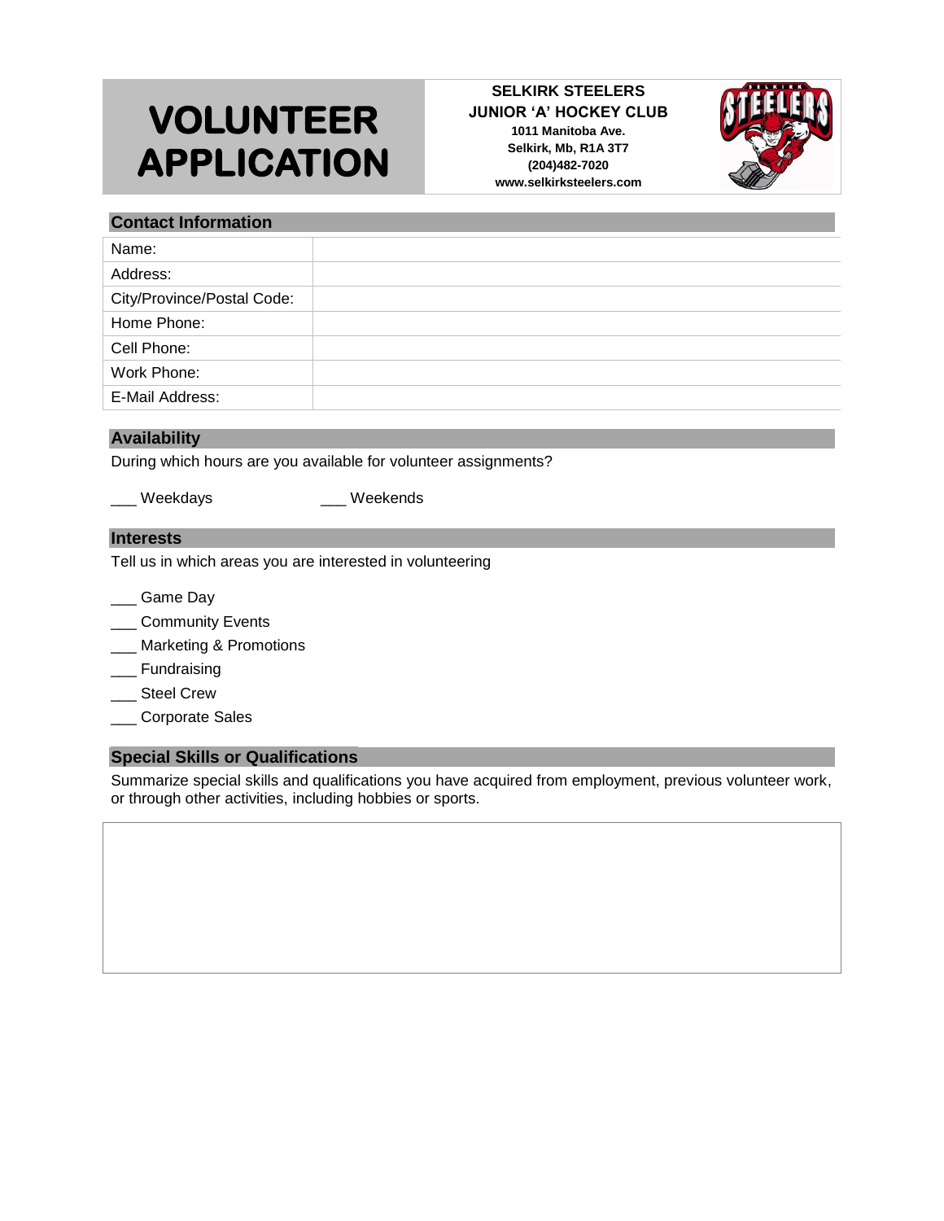# VOLUNTEER APPLICATION

**SELKIRK STEELERS**
**JUNIOR 'A' HOCKEY CLUB**
**1011 Manitoba Ave.**
**Selkirk, Mb, R1A 3T7**
**(204)482-7020**
**www.selkirksteelers.com**

## Contact Information

| | |
|---|---|
| Name: | |
| Address: | |
| City/Province/Postal Code: | |
| Home Phone: | |
| Cell Phone: | |
| Work Phone: | |
| E-Mail Address: | |

## Availability

During which hours are you available for volunteer assignments?

___ Weekdays ___ Weekends

## Interests

Tell us in which areas you are interested in volunteering

___ Game Day
___ Community Events
___ Marketing & Promotions
___ Fundraising
___ Steel Crew
___ Corporate Sales

## Special Skills or Qualifications

Summarize special skills and qualifications you have acquired from employment, previous volunteer work, or through other activities, including hobbies or sports.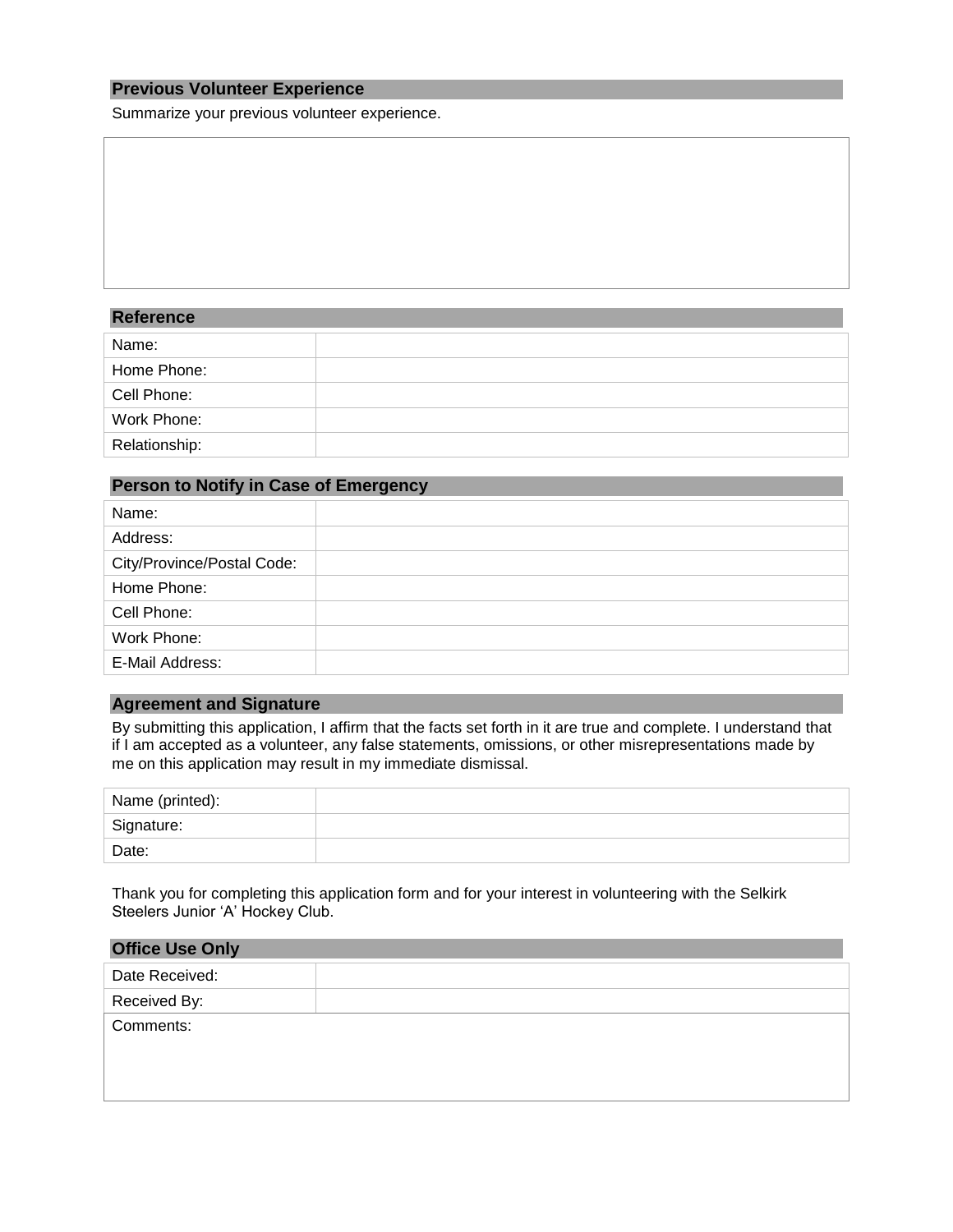## Previous Volunteer Experience

Summarize your previous volunteer experience.

## Reference

| | |
|---|---|
| Name: | |
| Home Phone: | |
| Cell Phone: | |
| Work Phone: | |
| Relationship: | |

## Person to Notify in Case of Emergency

| | |
|---|---|
| Name: | |
| Address: | |
| City/Province/Postal Code: | |
| Home Phone: | |
| Cell Phone: | |
| Work Phone: | |
| E-Mail Address: | |

## Agreement and Signature

By submitting this application, I affirm that the facts set forth in it are true and complete. I understand that if I am accepted as a volunteer, any false statements, omissions, or other misrepresentations made by me on this application may result in my immediate dismissal.

| | |
|---|---|
| Name (printed): | |
| Signature: | |
| Date: | |

Thank you for completing this application form and for your interest in volunteering with the Selkirk Steelers Junior 'A' Hockey Club.

## Office Use Only

| | |
|---|---|
| Date Received: | |
| Received By: | |
| Comments: | |